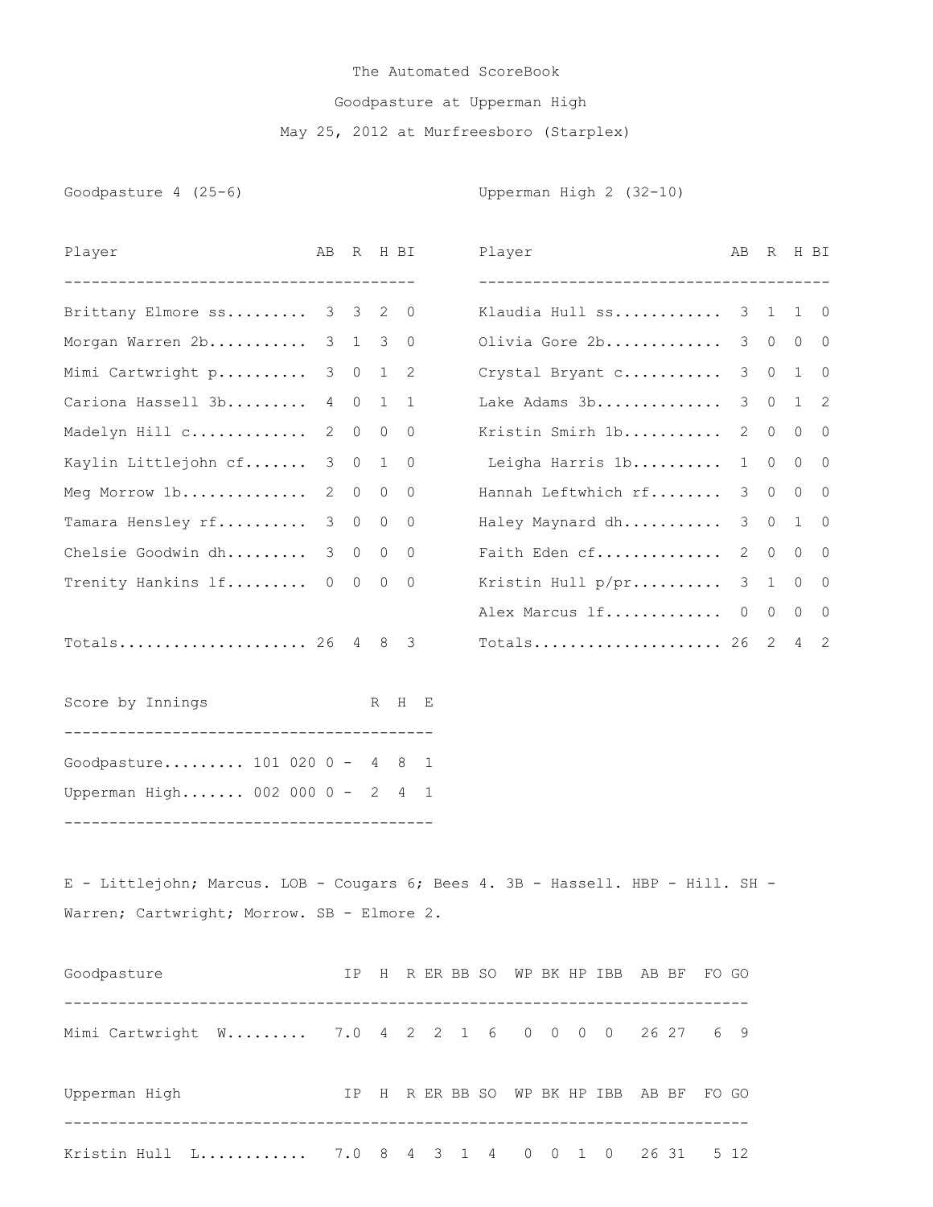# The Automated ScoreBook

## Goodpasture at Upperman High

### May 25, 2012 at Murfreesboro (Starplex)

**Goodpasture 4 (25-6)**

| Player | AB | R | H | BI |
|---|---|---|---|---|
| Brittany Elmore ss | 3 | 3 | 2 | 0 |
| Morgan Warren 2b | 3 | 1 | 3 | 0 |
| Mimi Cartwright p | 3 | 0 | 1 | 2 |
| Cariona Hassell 3b | 4 | 0 | 1 | 1 |
| Madelyn Hill c | 2 | 0 | 0 | 0 |
| Kaylin Littlejohn cf | 3 | 0 | 1 | 0 |
| Meg Morrow 1b | 2 | 0 | 0 | 0 |
| Tamara Hensley rf | 3 | 0 | 0 | 0 |
| Chelsie Goodwin dh | 3 | 0 | 0 | 0 |
| Trenity Hankins lf | 0 | 0 | 0 | 0 |
| Totals | 26 | 4 | 8 | 3 |

**Upperman High 2 (32-10)**

| Player | AB | R | H | BI |
|---|---|---|---|---|
| Klaudia Hull ss | 3 | 1 | 1 | 0 |
| Olivia Gore 2b | 3 | 0 | 0 | 0 |
| Crystal Bryant c | 3 | 0 | 1 | 0 |
| Lake Adams 3b | 3 | 0 | 1 | 2 |
| Kristin Smirh 1b | 2 | 0 | 0 | 0 |
| Leigha Harris 1b | 1 | 0 | 0 | 0 |
| Hannah Leftwhich rf | 3 | 0 | 0 | 0 |
| Haley Maynard dh | 3 | 0 | 1 | 0 |
| Faith Eden cf | 2 | 0 | 0 | 0 |
| Kristin Hull p/pr | 3 | 1 | 0 | 0 |
| Alex Marcus lf | 0 | 0 | 0 | 0 |
| Totals | 26 | 2 | 4 | 2 |

**Score by Innings**

| Team | Innings | R | H | E |
|---|---|---|---|---|
| Goodpasture | 101 020 0 - | 4 | 8 | 1 |
| Upperman High | 002 000 0 - | 2 | 4 | 1 |

E - Littlejohn; Marcus. LOB - Cougars 6; Bees 4. 3B - Hassell. HBP - Hill. SH - Warren; Cartwright; Morrow. SB - Elmore 2.

| Goodpasture | IP | H | R | ER | BB | SO | WP | BK | HP | IBB | AB | BF | FO | GO |
|---|---|---|---|---|---|---|---|---|---|---|---|---|---|---|
| Mimi Cartwright W | 7.0 | 4 | 2 | 2 | 1 | 6 | 0 | 0 | 0 | 0 | 26 | 27 | 6 | 9 |

| Upperman High | IP | H | R | ER | BB | SO | WP | BK | HP | IBB | AB | BF | FO | GO |
|---|---|---|---|---|---|---|---|---|---|---|---|---|---|---|
| Kristin Hull L | 7.0 | 8 | 4 | 3 | 1 | 4 | 0 | 0 | 1 | 0 | 26 | 31 | 5 | 12 |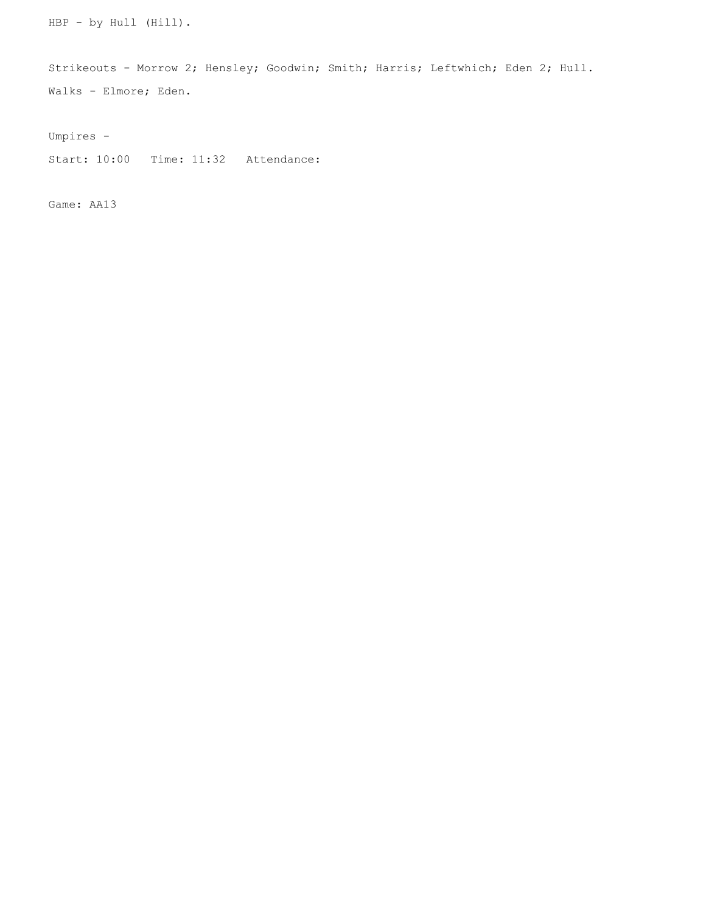HBP - by Hull (Hill).

Strikeouts - Morrow 2; Hensley; Goodwin; Smith; Harris; Leftwhich; Eden 2; Hull.

Walks - Elmore; Eden.

Umpires -

Start: 10:00   Time: 11:32   Attendance:

Game: AA13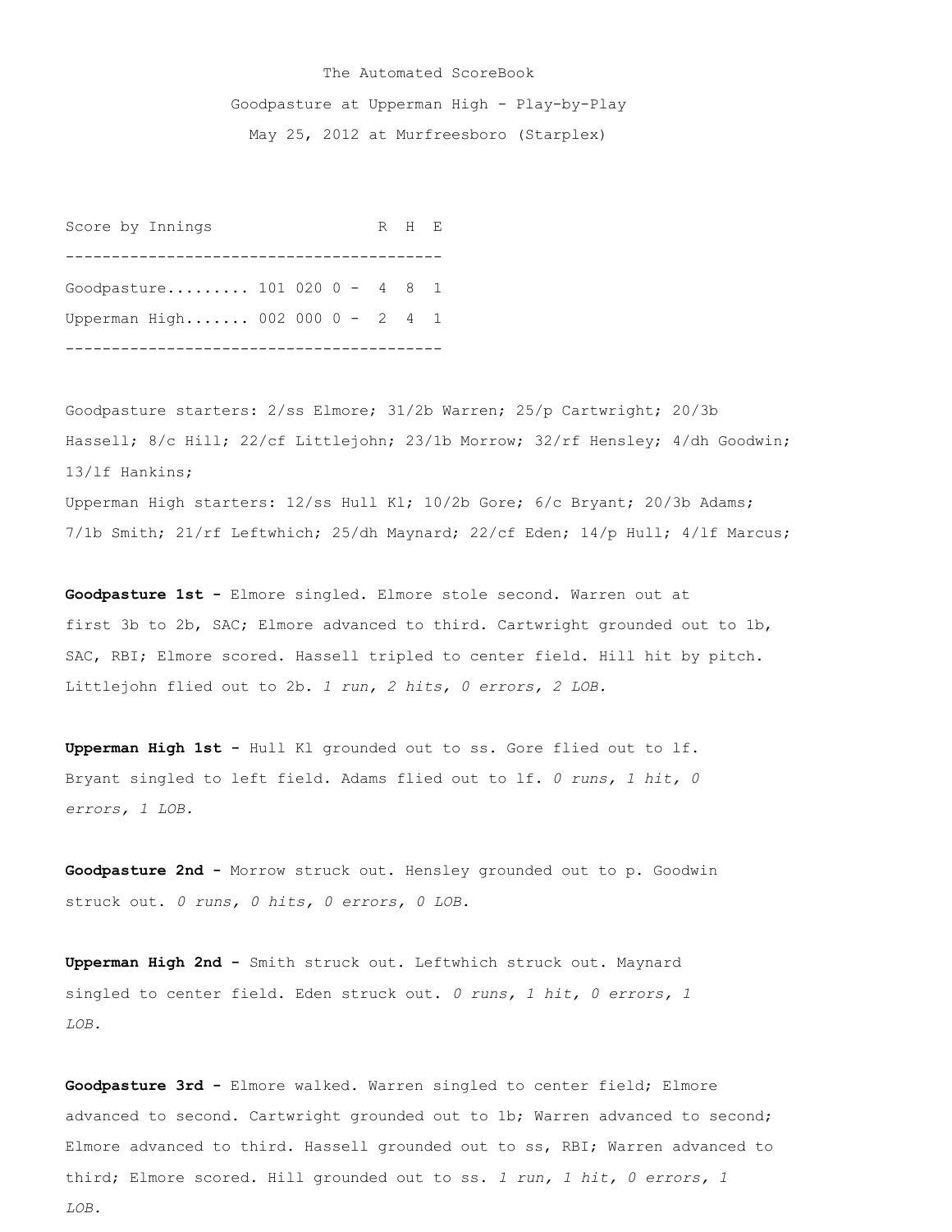The Automated ScoreBook

Goodpasture at Upperman High - Play-by-Play

May 25, 2012 at Murfreesboro (Starplex)

| Score by Innings | | R | H | E |
|---|---|---|---|---|
| Goodpasture......... | 101 020 0 - | 4 | 8 | 1 |
| Upperman High....... | 002 000 0 - | 2 | 4 | 1 |

Goodpasture starters: 2/ss Elmore; 31/2b Warren; 25/p Cartwright; 20/3b Hassell; 8/c Hill; 22/cf Littlejohn; 23/1b Morrow; 32/rf Hensley; 4/dh Goodwin; 13/lf Hankins;
Upperman High starters: 12/ss Hull Kl; 10/2b Gore; 6/c Bryant; 20/3b Adams; 7/1b Smith; 21/rf Leftwhich; 25/dh Maynard; 22/cf Eden; 14/p Hull; 4/lf Marcus;

**Goodpasture 1st -** Elmore singled. Elmore stole second. Warren out at first 3b to 2b, SAC; Elmore advanced to third. Cartwright grounded out to 1b, SAC, RBI; Elmore scored. Hassell tripled to center field. Hill hit by pitch. Littlejohn flied out to 2b. *1 run, 2 hits, 0 errors, 2 LOB.*

**Upperman High 1st -** Hull Kl grounded out to ss. Gore flied out to lf. Bryant singled to left field. Adams flied out to lf. *0 runs, 1 hit, 0 errors, 1 LOB.*

**Goodpasture 2nd -** Morrow struck out. Hensley grounded out to p. Goodwin struck out. *0 runs, 0 hits, 0 errors, 0 LOB.*

**Upperman High 2nd -** Smith struck out. Leftwhich struck out. Maynard singled to center field. Eden struck out. *0 runs, 1 hit, 0 errors, 1 LOB.*

**Goodpasture 3rd -** Elmore walked. Warren singled to center field; Elmore advanced to second. Cartwright grounded out to 1b; Warren advanced to second; Elmore advanced to third. Hassell grounded out to ss, RBI; Warren advanced to third; Elmore scored. Hill grounded out to ss. *1 run, 1 hit, 0 errors, 1 LOB.*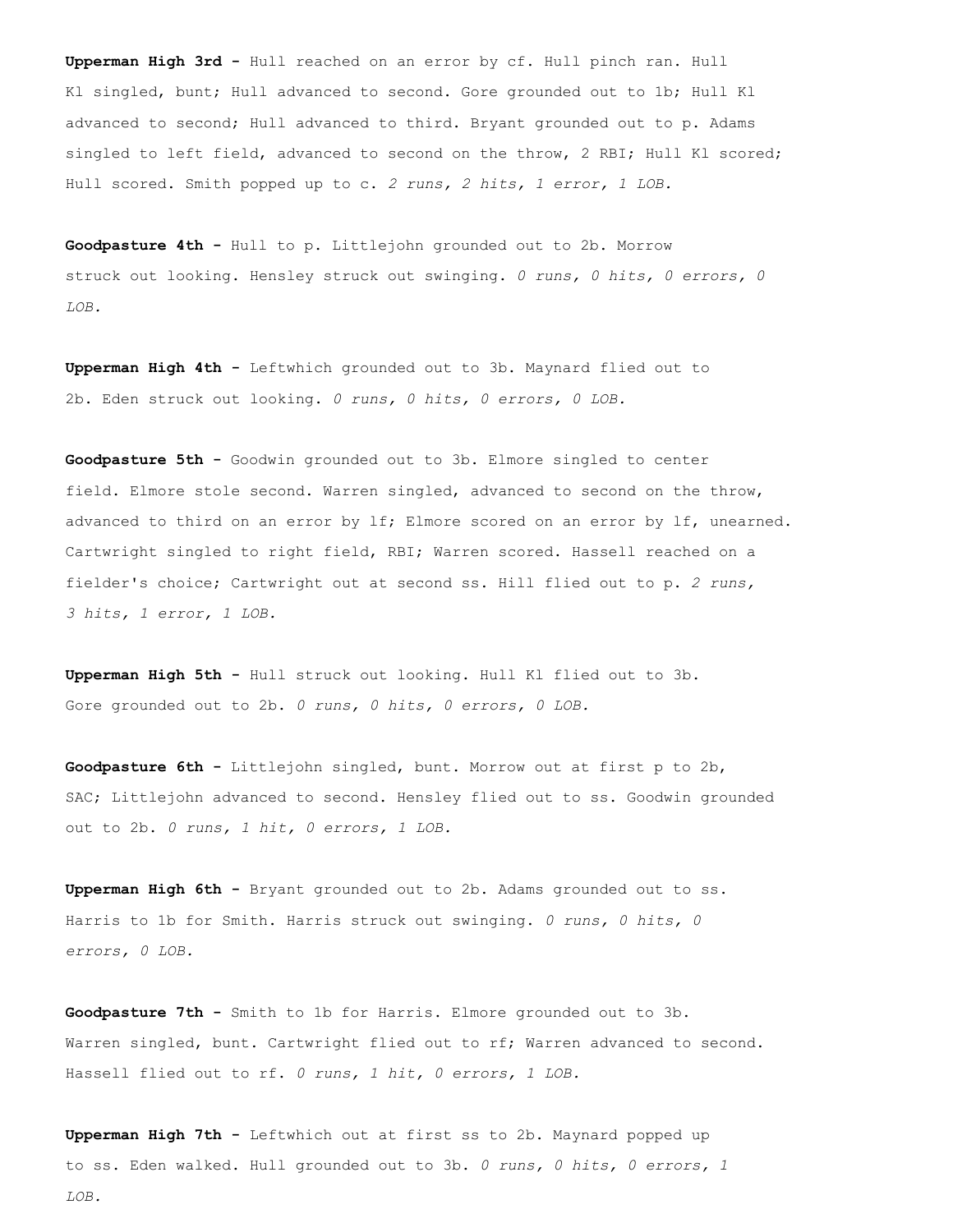**Upperman High 3rd -** Hull reached on an error by cf. Hull pinch ran. Hull Kl singled, bunt; Hull advanced to second. Gore grounded out to 1b; Hull Kl advanced to second; Hull advanced to third. Bryant grounded out to p. Adams singled to left field, advanced to second on the throw, 2 RBI; Hull Kl scored; Hull scored. Smith popped up to c. *2 runs, 2 hits, 1 error, 1 LOB.*

**Goodpasture 4th -** Hull to p. Littlejohn grounded out to 2b. Morrow struck out looking. Hensley struck out swinging. *0 runs, 0 hits, 0 errors, 0 LOB.*

**Upperman High 4th -** Leftwhich grounded out to 3b. Maynard flied out to 2b. Eden struck out looking. *0 runs, 0 hits, 0 errors, 0 LOB.*

**Goodpasture 5th -** Goodwin grounded out to 3b. Elmore singled to center field. Elmore stole second. Warren singled, advanced to second on the throw, advanced to third on an error by lf; Elmore scored on an error by lf, unearned. Cartwright singled to right field, RBI; Warren scored. Hassell reached on a fielder's choice; Cartwright out at second ss. Hill flied out to p. *2 runs, 3 hits, 1 error, 1 LOB.*

**Upperman High 5th -** Hull struck out looking. Hull Kl flied out to 3b. Gore grounded out to 2b. *0 runs, 0 hits, 0 errors, 0 LOB.*

**Goodpasture 6th -** Littlejohn singled, bunt. Morrow out at first p to 2b, SAC; Littlejohn advanced to second. Hensley flied out to ss. Goodwin grounded out to 2b. *0 runs, 1 hit, 0 errors, 1 LOB.*

**Upperman High 6th -** Bryant grounded out to 2b. Adams grounded out to ss. Harris to 1b for Smith. Harris struck out swinging. *0 runs, 0 hits, 0 errors, 0 LOB.*

**Goodpasture 7th -** Smith to 1b for Harris. Elmore grounded out to 3b. Warren singled, bunt. Cartwright flied out to rf; Warren advanced to second. Hassell flied out to rf. *0 runs, 1 hit, 0 errors, 1 LOB.*

**Upperman High 7th -** Leftwhich out at first ss to 2b. Maynard popped up to ss. Eden walked. Hull grounded out to 3b. *0 runs, 0 hits, 0 errors, 1 LOB.*